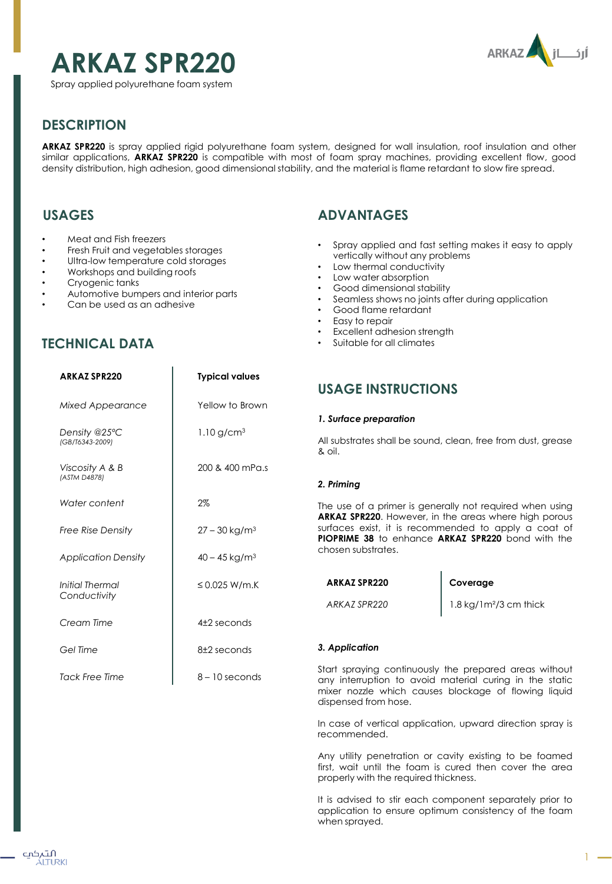# ARKAZ SPR220

Spray applied polyurethane foam system

## DESCRIPTION

**ARKAZ SPR220** is spray applied rigid polyurethane foam system, designed for wall insulation, roof insulation and other similar applications, **ARKAZ SPR220** is compatible with most of foam spray machines, providing excellent flow, good density distribution, high adhesion, good dimensional stability, and the material is flame retardant to slow fire spread.

## USAGES

- Meat and Fish freezers
- Fresh Fruit and vegetables storages
- Ultra-low temperature cold storages
- Workshops and building roofs
- Cryogenic tanks
- Automotive bumpers and interior parts
- Can be used as an adhesive

## TECHNICAL DATA

| ARKAZ SPR220 | Typical values |
|---|---|
| *Mixed Appearance* | Yellow to Brown |
| *Density @25°C* *(GB/T6343-2009)* | 1.10 g/cm³ |
| *Viscosity A & B* *(ASTM D4878)* | 200 & 400 mPa.s |
| *Water content* | 2% |
| *Free Rise Density* | 27 – 30 kg/m³ |
| *Application Density* | 40 – 45 kg/m³ |
| *Initial Thermal Conductivity* | ≤ 0.025 W/m.K |
| *Cream Time* | 4±2 seconds |
| *Gel Time* | 8±2 seconds |
| *Tack Free Time* | 8 – 10 seconds |

## ADVANTAGES

- Spray applied and fast setting makes it easy to apply vertically without any problems
- Low thermal conductivity
- Low water absorption
- Good dimensional stability
- Seamless shows no joints after during application
- Good flame retardant
- Easy to repair
- Excellent adhesion strength
- Suitable for all climates

## USAGE INSTRUCTIONS

### *1. Surface preparation*

All substrates shall be sound, clean, free from dust, grease & oil.

### *2. Priming*

The use of a primer is generally not required when using **ARKAZ SPR220**. However, in the areas where high porous surfaces exist, it is recommended to apply a coat of **PIOPRIME 38** to enhance **ARKAZ SPR220** bond with the chosen substrates.

| ARKAZ SPR220 | Coverage |
|---|---|
| *ARKAZ SPR220* | 1.8 kg/1m²/3 cm thick |

### *3. Application*

Start spraying continuously the prepared areas without any interruption to avoid material curing in the static mixer nozzle which causes blockage of flowing liquid dispensed from hose.

In case of vertical application, upward direction spray is recommended.

Any utility penetration or cavity existing to be foamed first, wait until the foam is cured then cover the area properly with the required thickness.

It is advised to stir each component separately prior to application to ensure optimum consistency of the foam when sprayed.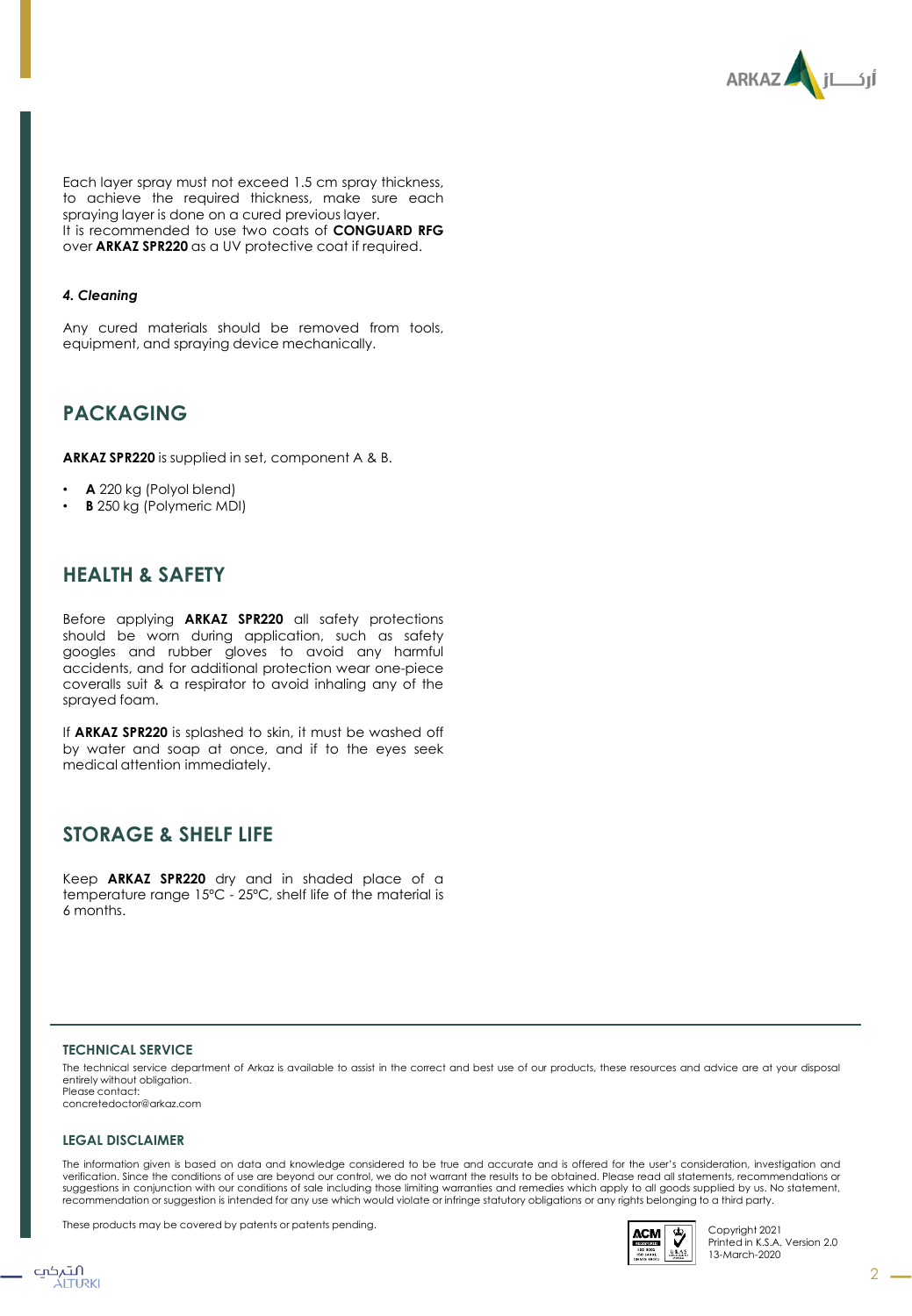Each layer spray must not exceed 1.5 cm spray thickness, to achieve the required thickness, make sure each spraying layer is done on a cured previous layer.
It is recommended to use two coats of **CONGUARD RFG** over **ARKAZ SPR220** as a UV protective coat if required.

#### *4. Cleaning*

Any cured materials should be removed from tools, equipment, and spraying device mechanically.

## PACKAGING

**ARKAZ SPR220** is supplied in set, component A & B.

- **A** 220 kg (Polyol blend)
- **B** 250 kg (Polymeric MDI)

## HEALTH & SAFETY

Before applying **ARKAZ SPR220** all safety protections should be worn during application, such as safety googles and rubber gloves to avoid any harmful accidents, and for additional protection wear one-piece coveralls suit & a respirator to avoid inhaling any of the sprayed foam.

If **ARKAZ SPR220** is splashed to skin, it must be washed off by water and soap at once, and if to the eyes seek medical attention immediately.

## STORAGE & SHELF LIFE

Keep **ARKAZ SPR220** dry and in shaded place of a temperature range 15°C - 25°C, shelf life of the material is 6 months.

### TECHNICAL SERVICE

The technical service department of Arkaz is available to assist in the correct and best use of our products, these resources and advice are at your disposal entirely without obligation.
Please contact:
concretedoctor@arkaz.com

### LEGAL DISCLAIMER

The information given is based on data and knowledge considered to be true and accurate and is offered for the user's consideration, investigation and verification. Since the conditions of use are beyond our control, we do not warrant the results to be obtained. Please read all statements, recommendations or suggestions in conjunction with our conditions of sale including those limiting warranties and remedies which apply to all goods supplied by us. No statement, recommendation or suggestion is intended for any use which would violate or infringe statutory obligations or any rights belonging to a third party.

These products may be covered by patents or patents pending.

Copyright 2021
Printed in K.S.A. Version 2.0
13-March-2020